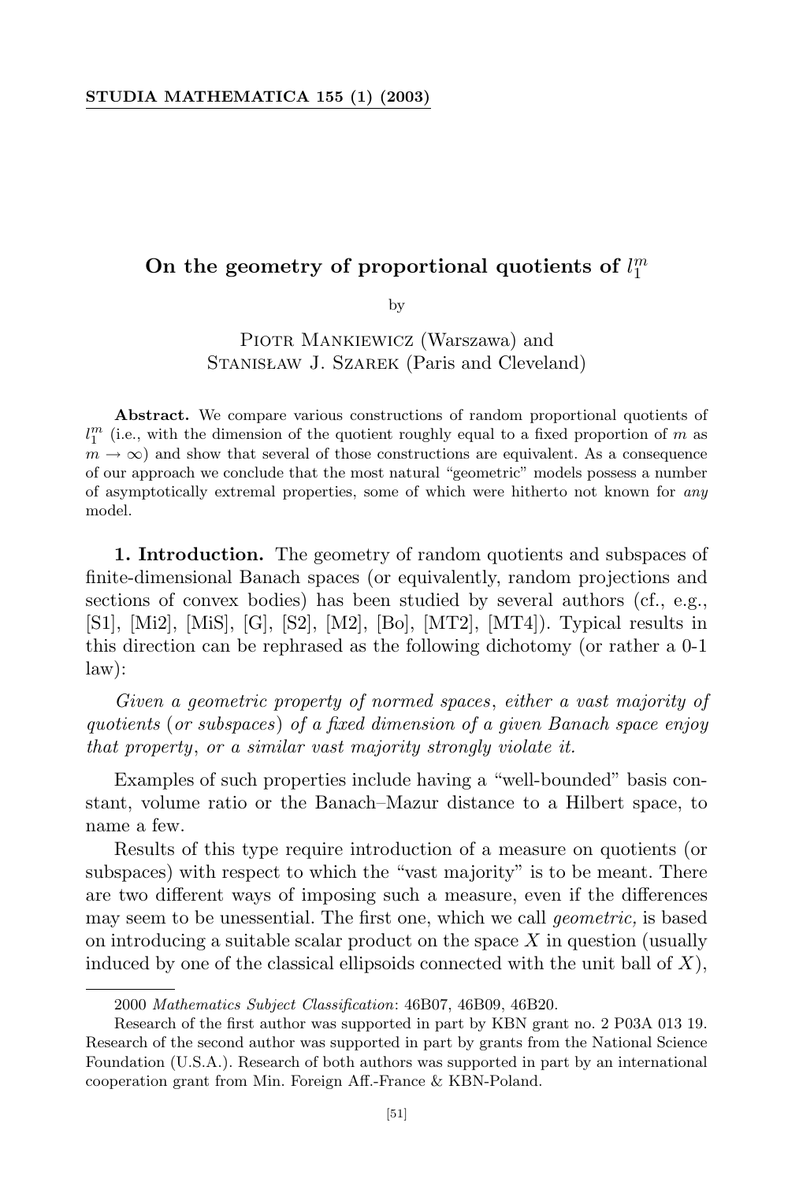# On the geometry of proportional quotients of $l_1^m$

by

Piotr Mankiewicz (Warszawa) and
Stanisław J. Szarek (Paris and Cleveland)

**Abstract.** We compare various constructions of random proportional quotients of $l_1^m$ (i.e., with the dimension of the quotient roughly equal to a fixed proportion of $m$ as $m \to \infty$) and show that several of those constructions are equivalent. As a consequence of our approach we conclude that the most natural "geometric" models possess a number of asymptotically extremal properties, some of which were hitherto not known for *any* model.

**1. Introduction.** The geometry of random quotients and subspaces of finite-dimensional Banach spaces (or equivalently, random projections and sections of convex bodies) has been studied by several authors (cf., e.g., [S1], [Mi2], [MiS], [G], [S2], [M2], [Bo], [MT2], [MT4]). Typical results in this direction can be rephrased as the following dichotomy (or rather a 0-1 law):

*Given a geometric property of normed spaces, either a vast majority of quotients (or subspaces) of a fixed dimension of a given Banach space enjoy that property, or a similar vast majority strongly violate it.*

Examples of such properties include having a "well-bounded" basis constant, volume ratio or the Banach–Mazur distance to a Hilbert space, to name a few.

Results of this type require introduction of a measure on quotients (or subspaces) with respect to which the "vast majority" is to be meant. There are two different ways of imposing such a measure, even if the differences may seem to be unessential. The first one, which we call *geometric,* is based on introducing a suitable scalar product on the space $X$ in question (usually induced by one of the classical ellipsoids connected with the unit ball of $X$),

2000 *Mathematics Subject Classification*: 46B07, 46B09, 46B20.

Research of the first author was supported in part by KBN grant no. 2 P03A 013 19. Research of the second author was supported in part by grants from the National Science Foundation (U.S.A.). Research of both authors was supported in part by an international cooperation grant from Min. Foreign Aff.-France & KBN-Poland.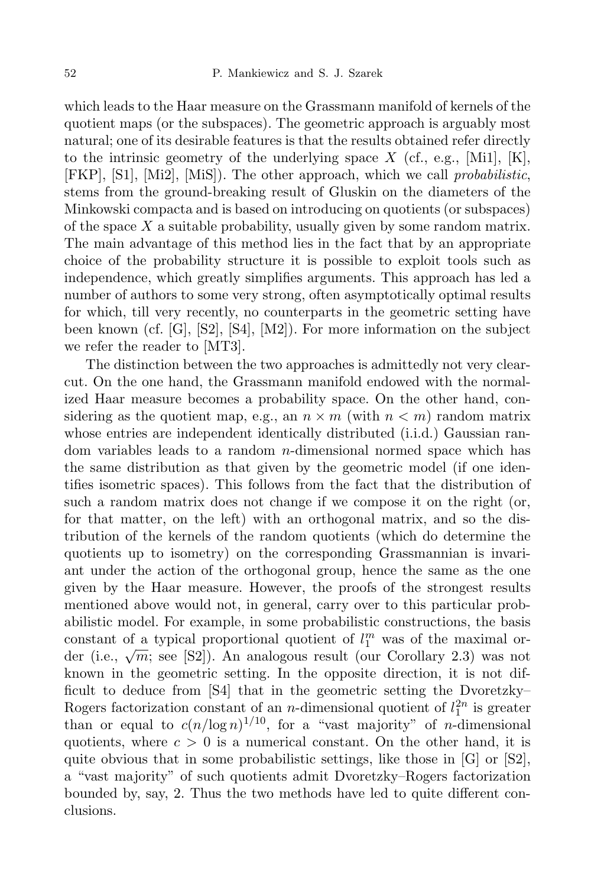which leads to the Haar measure on the Grassmann manifold of kernels of the quotient maps (or the subspaces). The geometric approach is arguably most natural; one of its desirable features is that the results obtained refer directly to the intrinsic geometry of the underlying space $X$ (cf., e.g., [Mi1], [K], [FKP], [S1], [Mi2], [MiS]). The other approach, which we call *probabilistic*, stems from the ground-breaking result of Gluskin on the diameters of the Minkowski compacta and is based on introducing on quotients (or subspaces) of the space $X$ a suitable probability, usually given by some random matrix. The main advantage of this method lies in the fact that by an appropriate choice of the probability structure it is possible to exploit tools such as independence, which greatly simplifies arguments. This approach has led a number of authors to some very strong, often asymptotically optimal results for which, till very recently, no counterparts in the geometric setting have been known (cf. [G], [S2], [S4], [M2]). For more information on the subject we refer the reader to [MT3].

The distinction between the two approaches is admittedly not very clear-cut. On the one hand, the Grassmann manifold endowed with the normalized Haar measure becomes a probability space. On the other hand, considering as the quotient map, e.g., an $n \times m$ (with $n < m$) random matrix whose entries are independent identically distributed (i.i.d.) Gaussian random variables leads to a random $n$-dimensional normed space which has the same distribution as that given by the geometric model (if one identifies isometric spaces). This follows from the fact that the distribution of such a random matrix does not change if we compose it on the right (or, for that matter, on the left) with an orthogonal matrix, and so the distribution of the kernels of the random quotients (which do determine the quotients up to isometry) on the corresponding Grassmannian is invariant under the action of the orthogonal group, hence the same as the one given by the Haar measure. However, the proofs of the strongest results mentioned above would not, in general, carry over to this particular probabilistic model. For example, in some probabilistic constructions, the basis constant of a typical proportional quotient of $l_1^m$ was of the maximal order (i.e., $\sqrt{m}$; see [S2]). An analogous result (our Corollary 2.3) was not known in the geometric setting. In the opposite direction, it is not difficult to deduce from [S4] that in the geometric setting the Dvoretzky–Rogers factorization constant of an $n$-dimensional quotient of $l_1^{2n}$ is greater than or equal to $c(n/\log n)^{1/10}$, for a "vast majority" of $n$-dimensional quotients, where $c > 0$ is a numerical constant. On the other hand, it is quite obvious that in some probabilistic settings, like those in [G] or [S2], a "vast majority" of such quotients admit Dvoretzky–Rogers factorization bounded by, say, 2. Thus the two methods have led to quite different conclusions.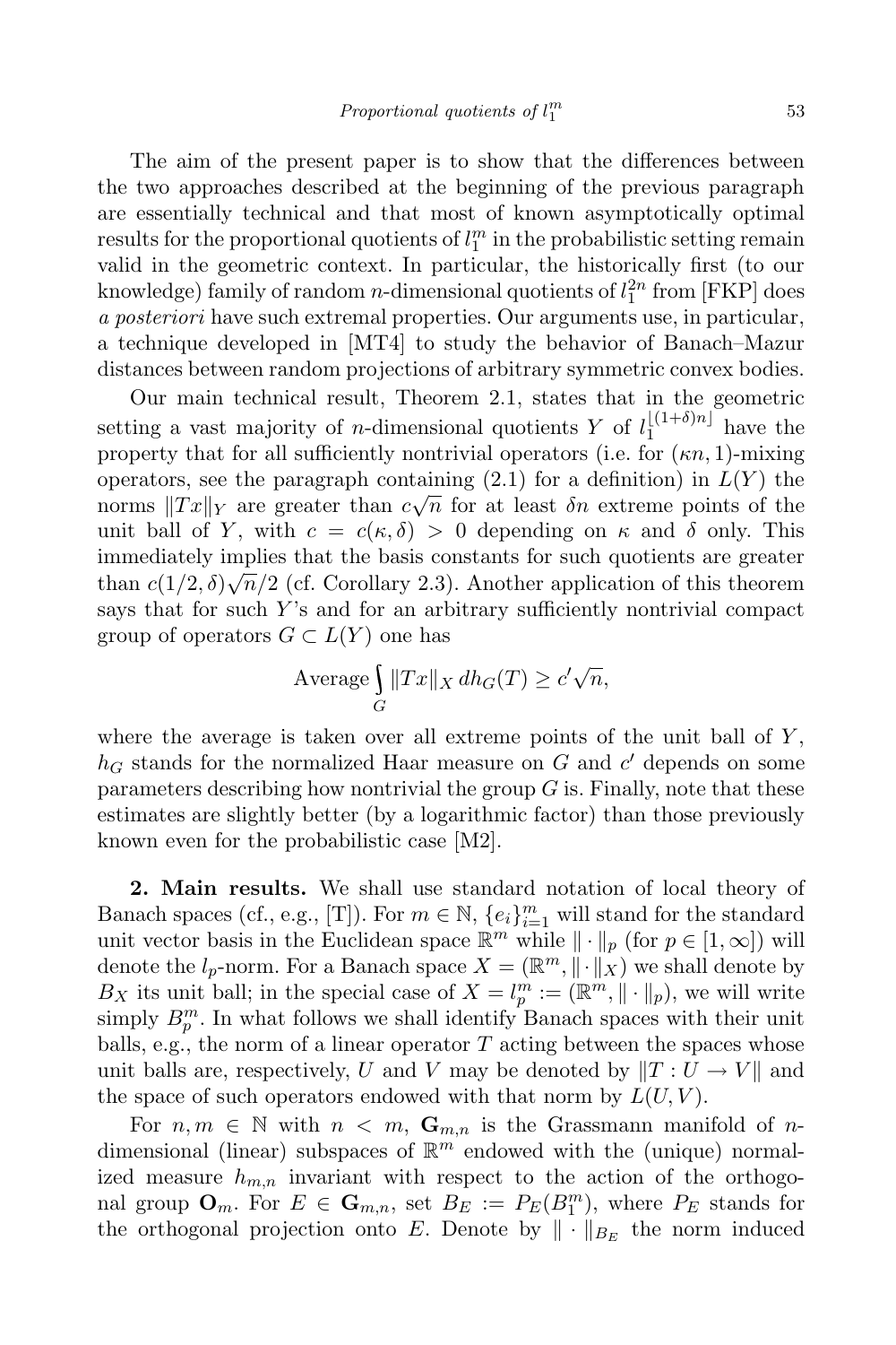The aim of the present paper is to show that the differences between the two approaches described at the beginning of the previous paragraph are essentially technical and that most of known asymptotically optimal results for the proportional quotients of $l_1^m$ in the probabilistic setting remain valid in the geometric context. In particular, the historically first (to our knowledge) family of random $n$-dimensional quotients of $l_1^{2n}$ from [FKP] does *a posteriori* have such extremal properties. Our arguments use, in particular, a technique developed in [MT4] to study the behavior of Banach–Mazur distances between random projections of arbitrary symmetric convex bodies.

Our main technical result, Theorem 2.1, states that in the geometric setting a vast majority of $n$-dimensional quotients $Y$ of $l_1^{\lfloor(1+\delta)n\rfloor}$ have the property that for all sufficiently nontrivial operators (i.e. for $(\kappa n, 1)$-mixing operators, see the paragraph containing (2.1) for a definition) in $L(Y)$ the norms $\|Tx\|_Y$ are greater than $c\sqrt{n}$ for at least $\delta n$ extreme points of the unit ball of $Y$, with $c = c(\kappa, \delta) > 0$ depending on $\kappa$ and $\delta$ only. This immediately implies that the basis constants for such quotients are greater than $c(1/2, \delta)\sqrt{n}/2$ (cf. Corollary 2.3). Another application of this theorem says that for such $Y$'s and for an arbitrary sufficiently nontrivial compact group of operators $G \subset L(Y)$ one has

$$\text{Average} \int_G \|Tx\|_X \, dh_G(T) \geq c'\sqrt{n},$$

where the average is taken over all extreme points of the unit ball of $Y$, $h_G$ stands for the normalized Haar measure on $G$ and $c'$ depends on some parameters describing how nontrivial the group $G$ is. Finally, note that these estimates are slightly better (by a logarithmic factor) than those previously known even for the probabilistic case [M2].

**2. Main results.** We shall use standard notation of local theory of Banach spaces (cf., e.g., [T]). For $m \in \mathbb{N}$, $\{e_i\}_{i=1}^m$ will stand for the standard unit vector basis in the Euclidean space $\mathbb{R}^m$ while $\|\cdot\|_p$ (for $p \in [1, \infty]$) will denote the $l_p$-norm. For a Banach space $X = (\mathbb{R}^m, \|\cdot\|_X)$ we shall denote by $B_X$ its unit ball; in the special case of $X = l_p^m := (\mathbb{R}^m, \|\cdot\|_p)$, we will write simply $B_p^m$. In what follows we shall identify Banach spaces with their unit balls, e.g., the norm of a linear operator $T$ acting between the spaces whose unit balls are, respectively, $U$ and $V$ may be denoted by $\|T : U \to V\|$ and the space of such operators endowed with that norm by $L(U, V)$.

For $n, m \in \mathbb{N}$ with $n < m$, $\mathbf{G}_{m,n}$ is the Grassmann manifold of $n$-dimensional (linear) subspaces of $\mathbb{R}^m$ endowed with the (unique) normalized measure $h_{m,n}$ invariant with respect to the action of the orthogonal group $\mathbf{O}_m$. For $E \in \mathbf{G}_{m,n}$, set $B_E := P_E(B_1^m)$, where $P_E$ stands for the orthogonal projection onto $E$. Denote by $\|\cdot\|_{B_E}$ the norm induced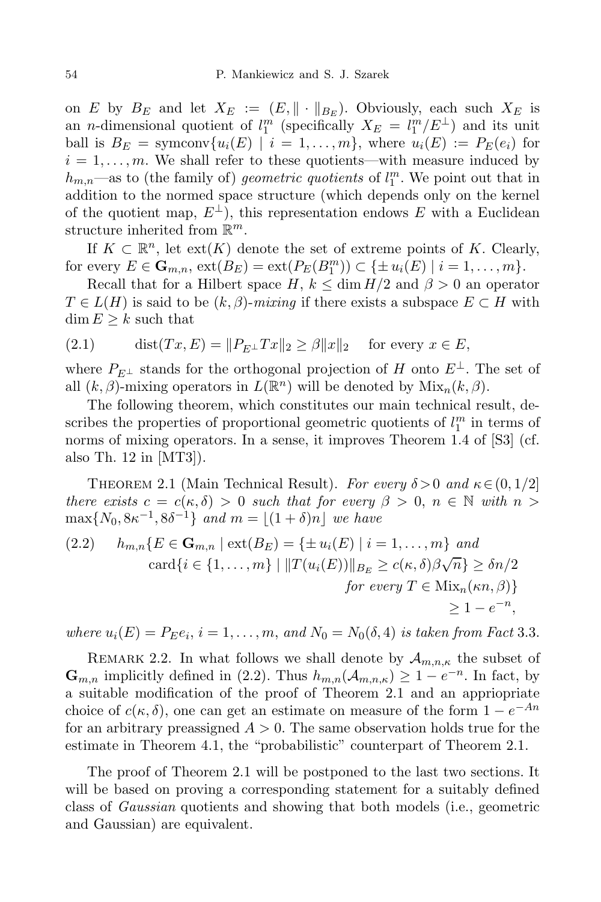on $E$ by $B_E$ and let $X_E := (E, \|\cdot\|_{B_E})$. Obviously, each such $X_E$ is an $n$-dimensional quotient of $l_1^m$ (specifically $X_E = l_1^m/E^\perp$) and its unit ball is $B_E = \mathrm{symconv}\{u_i(E) \mid i = 1, \ldots, m\}$, where $u_i(E) := P_E(e_i)$ for $i = 1, \ldots, m$. We shall refer to these quotients—with measure induced by $h_{m,n}$—as to (the family of) *geometric quotients* of $l_1^m$. We point out that in addition to the normed space structure (which depends only on the kernel of the quotient map, $E^\perp$), this representation endows $E$ with a Euclidean structure inherited from $\mathbb{R}^m$.

If $K \subset \mathbb{R}^n$, let $\mathrm{ext}(K)$ denote the set of extreme points of $K$. Clearly, for every $E \in \mathbf{G}_{m,n}$, $\mathrm{ext}(B_E) = \mathrm{ext}(P_E(B_1^m)) \subset \{\pm u_i(E) \mid i = 1, \ldots, m\}$.

Recall that for a Hilbert space $H$, $k \le \dim H/2$ and $\beta > 0$ an operator $T \in L(H)$ is said to be $(k, \beta)$-*mixing* if there exists a subspace $E \subset H$ with $\dim E \ge k$ such that

$$\mathrm{dist}(Tx, E) = \|P_{E^\perp} Tx\|_2 \ge \beta \|x\|_2 \quad \text{for every } x \in E, \tag{2.1}$$

where $P_{E^\perp}$ stands for the orthogonal projection of $H$ onto $E^\perp$. The set of all $(k,\beta)$-mixing operators in $L(\mathbb{R}^n)$ will be denoted by $\mathrm{Mix}_n(k, \beta)$.

The following theorem, which constitutes our main technical result, describes the properties of proportional geometric quotients of $l_1^m$ in terms of norms of mixing operators. In a sense, it improves Theorem 1.4 of [S3] (cf. also Th. 12 in [MT3]).

Theorem 2.1 (Main Technical Result). *For every $\delta > 0$ and $\kappa \in (0, 1/2]$ there exists $c = c(\kappa, \delta) > 0$ such that for every $\beta > 0$, $n \in \mathbb{N}$ with $n > \max\{N_0, 8\kappa^{-1}, 8\delta^{-1}\}$ and $m = \lfloor (1+\delta)n \rfloor$ we have*

$$\begin{aligned} h_{m,n}\{E \in \mathbf{G}_{m,n} \mid\ & \mathrm{ext}(B_E) = \{\pm u_i(E) \mid i = 1, \ldots, m\} \text{ and} \\ & \mathrm{card}\{i \in \{1, \ldots, m\} \mid \|T(u_i(E))\|_{B_E} \ge c(\kappa,\delta)\beta\sqrt{n}\} \ge \delta n/2 \\ & \qquad \text{for every } T \in \mathrm{Mix}_n(\kappa n, \beta)\} \\ & \qquad \ge 1 - e^{-n}, \end{aligned} \tag{2.2}$$

*where $u_i(E) = P_E e_i$, $i = 1, \ldots, m$, and $N_0 = N_0(\delta, 4)$ is taken from Fact 3.3.*

Remark 2.2. In what follows we shall denote by $\mathcal{A}_{m,n,\kappa}$ the subset of $\mathbf{G}_{m,n}$ implicitly defined in (2.2). Thus $h_{m,n}(\mathcal{A}_{m,n,\kappa}) \ge 1 - e^{-n}$. In fact, by a suitable modification of the proof of Theorem 2.1 and an appriopriate choice of $c(\kappa, \delta)$, one can get an estimate on measure of the form $1 - e^{-An}$ for an arbitrary preassigned $A > 0$. The same observation holds true for the estimate in Theorem 4.1, the "probabilistic" counterpart of Theorem 2.1.

The proof of Theorem 2.1 will be postponed to the last two sections. It will be based on proving a corresponding statement for a suitably defined class of *Gaussian* quotients and showing that both models (i.e., geometric and Gaussian) are equivalent.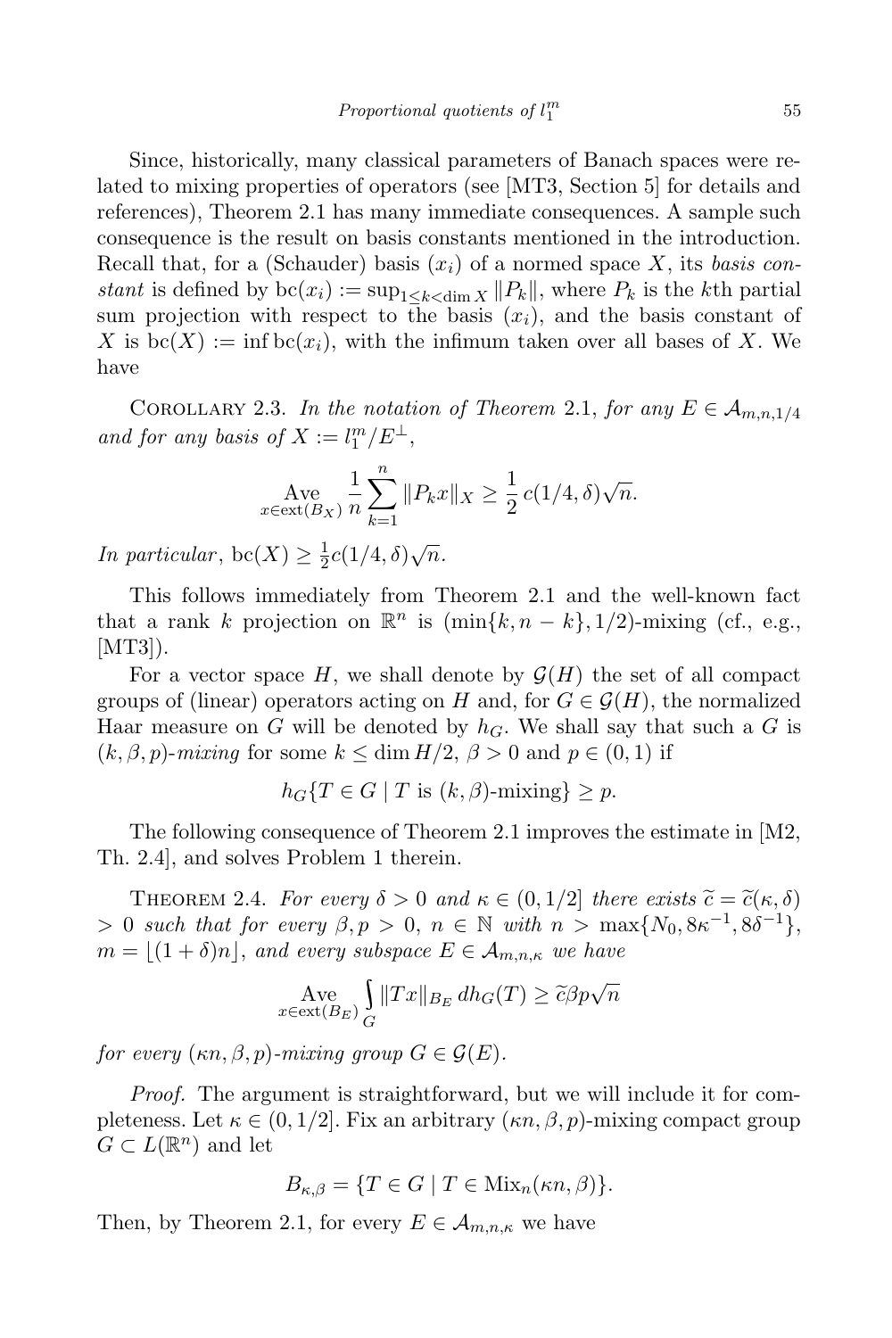Since, historically, many classical parameters of Banach spaces were related to mixing properties of operators (see [MT3, Section 5] for details and references), Theorem 2.1 has many immediate consequences. A sample such consequence is the result on basis constants mentioned in the introduction. Recall that, for a (Schauder) basis $(x_i)$ of a normed space $X$, its *basis constant* is defined by $\mathrm{bc}(x_i) := \sup_{1\le k<\dim X} \|P_k\|$, where $P_k$ is the $k$th partial sum projection with respect to the basis $(x_i)$, and the basis constant of $X$ is $\mathrm{bc}(X) := \inf \mathrm{bc}(x_i)$, with the infimum taken over all bases of $X$. We have

Corollary 2.3. *In the notation of Theorem* 2.1, *for any $E \in \mathcal{A}_{m,n,1/4}$ and for any basis of $X := l_1^m/E^{\perp}$*,

$$\operatorname*{Ave}_{x\in \mathrm{ext}(B_X)} \frac{1}{n}\sum_{k=1}^{n} \|P_k x\|_X \ge \frac{1}{2}\, c(1/4,\delta)\sqrt{n}.$$

*In particular*, $\mathrm{bc}(X) \ge \frac{1}{2}c(1/4,\delta)\sqrt{n}$.

This follows immediately from Theorem 2.1 and the well-known fact that a rank $k$ projection on $\mathbb{R}^n$ is $(\min\{k, n-k\}, 1/2)$-mixing (cf., e.g., [MT3]).

For a vector space $H$, we shall denote by $\mathcal{G}(H)$ the set of all compact groups of (linear) operators acting on $H$ and, for $G \in \mathcal{G}(H)$, the normalized Haar measure on $G$ will be denoted by $h_G$. We shall say that such a $G$ is $(k,\beta,p)$-*mixing* for some $k \le \dim H/2$, $\beta > 0$ and $p \in (0,1)$ if

$$h_G\{T \in G \mid T \text{ is } (k,\beta)\text{-mixing}\} \ge p.$$

The following consequence of Theorem 2.1 improves the estimate in [M2, Th. 2.4], and solves Problem 1 therein.

Theorem 2.4. *For every $\delta > 0$ and $\kappa \in (0, 1/2]$ there exists $\widetilde{c} = \widetilde{c}(\kappa,\delta) > 0$ such that for every $\beta, p > 0$, $n \in \mathbb{N}$ with $n > \max\{N_0, 8\kappa^{-1}, 8\delta^{-1}\}$, $m = \lfloor (1+\delta)n \rfloor$, and every subspace $E \in \mathcal{A}_{m,n,\kappa}$ we have*

$$\operatorname*{Ave}_{x\in \mathrm{ext}(B_E)} \int_G \|Tx\|_{B_E}\, dh_G(T) \ge \widetilde{c}\beta p\sqrt{n}$$

*for every $(\kappa n, \beta, p)$-mixing group $G \in \mathcal{G}(E)$.*

*Proof.* The argument is straightforward, but we will include it for completeness. Let $\kappa \in (0,1/2]$. Fix an arbitrary $(\kappa n, \beta, p)$-mixing compact group $G \subset L(\mathbb{R}^n)$ and let

$$B_{\kappa,\beta} = \{T \in G \mid T \in \mathrm{Mix}_n(\kappa n, \beta)\}.$$

Then, by Theorem 2.1, for every $E \in \mathcal{A}_{m,n,\kappa}$ we have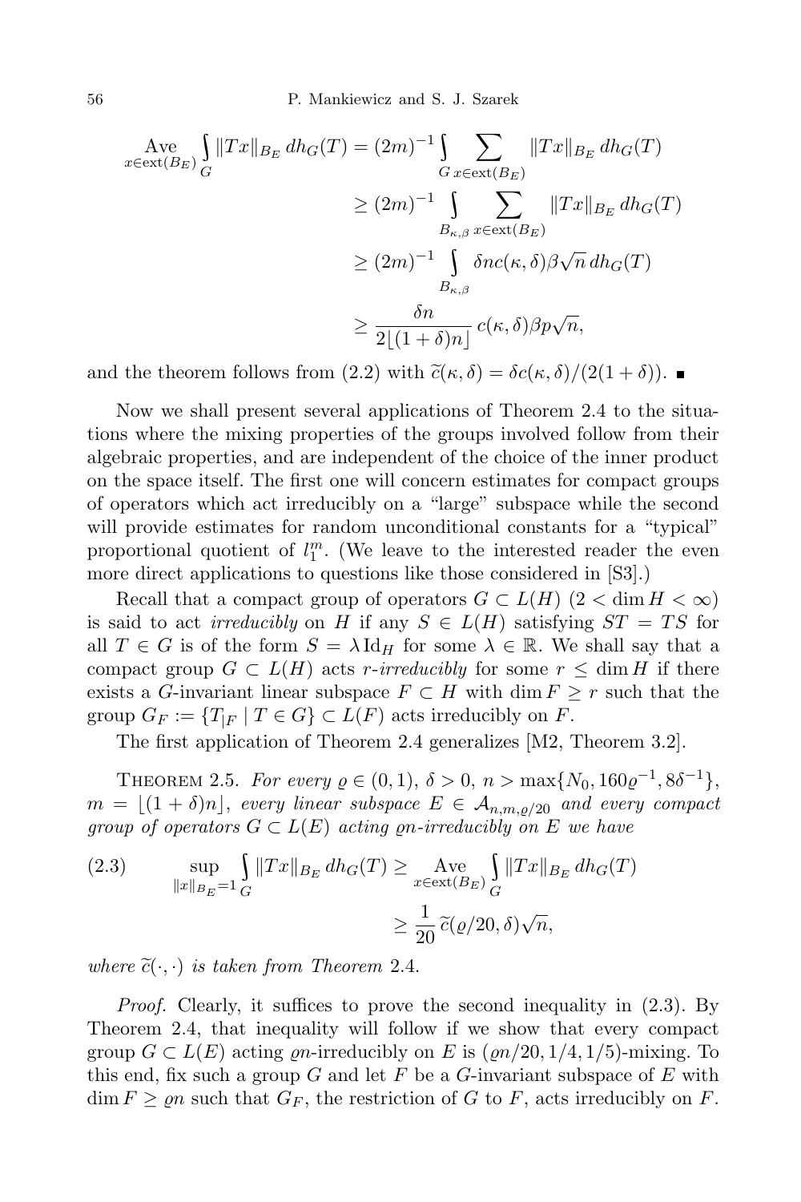$$\begin{aligned}
\operatorname*{Ave}_{x\in \operatorname{ext}(B_E)} \int_G \|Tx\|_{B_E}\, dh_G(T) &= (2m)^{-1} \int_G \sum_{x\in \operatorname{ext}(B_E)} \|Tx\|_{B_E}\, dh_G(T) \\
&\ge (2m)^{-1} \int_{B_{\kappa,\beta}} \sum_{x\in \operatorname{ext}(B_E)} \|Tx\|_{B_E}\, dh_G(T) \\
&\ge (2m)^{-1} \int_{B_{\kappa,\beta}} \delta n c(\kappa,\delta)\beta\sqrt{n}\, dh_G(T) \\
&\ge \frac{\delta n}{2\lfloor (1+\delta)n\rfloor}\, c(\kappa,\delta)\beta p\sqrt{n},
\end{aligned}$$

and the theorem follows from (2.2) with $\widetilde{c}(\kappa,\delta) = \delta c(\kappa,\delta)/(2(1+\delta))$. ∎

Now we shall present several applications of Theorem 2.4 to the situations where the mixing properties of the groups involved follow from their algebraic properties, and are independent of the choice of the inner product on the space itself. The first one will concern estimates for compact groups of operators which act irreducibly on a "large" subspace while the second will provide estimates for random unconditional constants for a "typical" proportional quotient of $l_1^m$. (We leave to the interested reader the even more direct applications to questions like those considered in [S3].)

Recall that a compact group of operators $G \subset L(H)$ $(2 < \dim H < \infty)$ is said to act *irreducibly* on $H$ if any $S \in L(H)$ satisfying $ST = TS$ for all $T \in G$ is of the form $S = \lambda \operatorname{Id}_H$ for some $\lambda \in \mathbb{R}$. We shall say that a compact group $G \subset L(H)$ acts *$r$-irreducibly* for some $r \le \dim H$ if there exists a $G$-invariant linear subspace $F \subset H$ with $\dim F \ge r$ such that the group $G_F := \{T_{|F} \mid T \in G\} \subset L(F)$ acts irreducibly on $F$.

The first application of Theorem 2.4 generalizes [M2, Theorem 3.2].

THEOREM 2.5. *For every $\varrho \in (0,1)$, $\delta > 0$, $n > \max\{N_0, 160\varrho^{-1}, 8\delta^{-1}\}$, $m = \lfloor (1+\delta)n\rfloor$, every linear subspace $E \in \mathcal{A}_{n,m,\varrho/20}$ and every compact group of operators $G \subset L(E)$ acting $\varrho n$-irreducibly on $E$ we have*

$$\sup_{\|x\|_{B_E}=1} \int_G \|Tx\|_{B_E}\, dh_G(T) \ge \operatorname*{Ave}_{x\in \operatorname{ext}(B_E)} \int_G \|Tx\|_{B_E}\, dh_G(T) \tag{2.3}$$
$$\ge \frac{1}{20}\, \widetilde{c}(\varrho/20,\delta)\sqrt{n},$$

*where $\widetilde{c}(\cdot,\cdot)$ is taken from Theorem 2.4.*

*Proof.* Clearly, it suffices to prove the second inequality in (2.3). By Theorem 2.4, that inequality will follow if we show that every compact group $G \subset L(E)$ acting $\varrho n$-irreducibly on $E$ is $(\varrho n/20, 1/4, 1/5)$-mixing. To this end, fix such a group $G$ and let $F$ be a $G$-invariant subspace of $E$ with $\dim F \ge \varrho n$ such that $G_F$, the restriction of $G$ to $F$, acts irreducibly on $F$.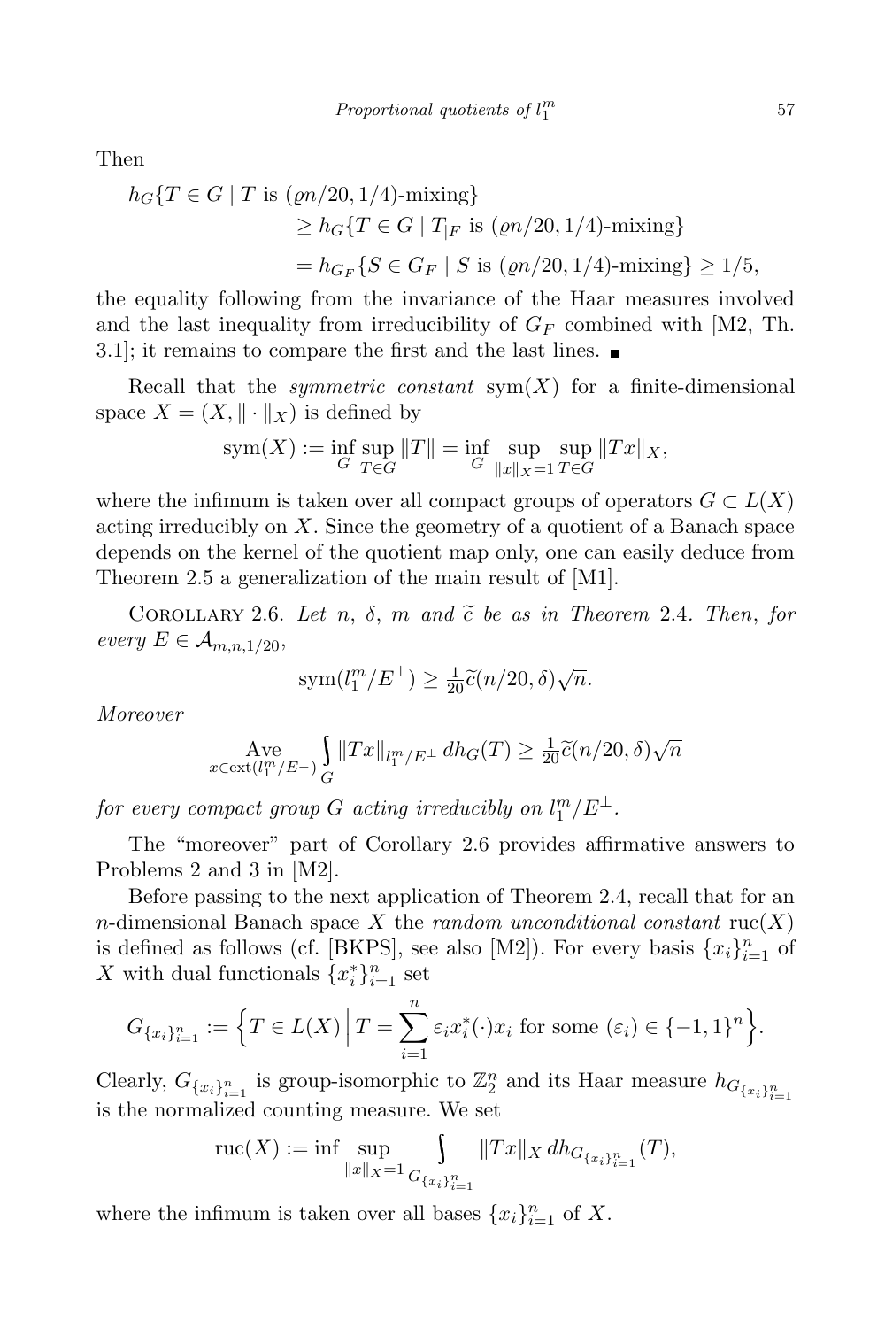Then

$$
\begin{aligned}
h_G\{T \in G \mid T \text{ is } (\varrho n/20, 1/4)\text{-mixing}\} \\
&\geq h_G\{T \in G \mid T_{|F} \text{ is } (\varrho n/20, 1/4)\text{-mixing}\} \\
&= h_{G_F}\{S \in G_F \mid S \text{ is } (\varrho n/20, 1/4)\text{-mixing}\} \geq 1/5,
\end{aligned}
$$

the equality following from the invariance of the Haar measures involved and the last inequality from irreducibility of $G_F$ combined with [M2, Th. 3.1]; it remains to compare the first and the last lines. ∎

Recall that the *symmetric constant* $\operatorname{sym}(X)$ for a finite-dimensional space $X = (X, \|\cdot\|_X)$ is defined by

$$
\operatorname{sym}(X) := \inf_G \sup_{T\in G} \|T\| = \inf_G \sup_{\|x\|_X = 1} \sup_{T \in G} \|Tx\|_X,
$$

where the infimum is taken over all compact groups of operators $G \subset L(X)$ acting irreducibly on $X$. Since the geometry of a quotient of a Banach space depends on the kernel of the quotient map only, one can easily deduce from Theorem 2.5 a generalization of the main result of [M1].

Corollary 2.6. *Let $n$, $\delta$, $m$ and $\widetilde{c}$ be as in Theorem 2.4. Then, for every $E \in \mathcal{A}_{m,n,1/20}$,*

$$
\operatorname{sym}(l_1^m/E^\perp) \geq \tfrac{1}{20}\widetilde{c}(n/20, \delta)\sqrt{n}.
$$

*Moreover*

$$
\operatorname*{Ave}_{x \in \operatorname{ext}(l_1^m/E^\perp)} \int_G \|Tx\|_{l_1^m/E^\perp}\, dh_G(T) \geq \tfrac{1}{20}\widetilde{c}(n/20,\delta)\sqrt{n}
$$

*for every compact group $G$ acting irreducibly on $l_1^m/E^\perp$.*

The "moreover" part of Corollary 2.6 provides affirmative answers to Problems 2 and 3 in [M2].

Before passing to the next application of Theorem 2.4, recall that for an $n$-dimensional Banach space $X$ the *random unconditional constant* $\operatorname{ruc}(X)$ is defined as follows (cf. [BKPS], see also [M2]). For every basis $\{x_i\}_{i=1}^n$ of $X$ with dual functionals $\{x_i^*\}_{i=1}^n$ set

$$
G_{\{x_i\}_{i=1}^n} := \Big\{ T \in L(X) \,\Big|\, T = \sum_{i=1}^n \varepsilon_i x_i^*(\cdot) x_i \text{ for some } (\varepsilon_i) \in \{-1,1\}^n \Big\}.
$$

Clearly, $G_{\{x_i\}_{i=1}^n}$ is group-isomorphic to $\mathbb{Z}_2^n$ and its Haar measure $h_{G_{\{x_i\}_{i=1}^n}}$ is the normalized counting measure. We set

$$
\operatorname{ruc}(X) := \inf \sup_{\|x\|_X = 1} \int_{G_{\{x_i\}_{i=1}^n}} \|Tx\|_X \, dh_{G_{\{x_i\}_{i=1}^n}}(T),
$$

where the infimum is taken over all bases $\{x_i\}_{i=1}^n$ of $X$.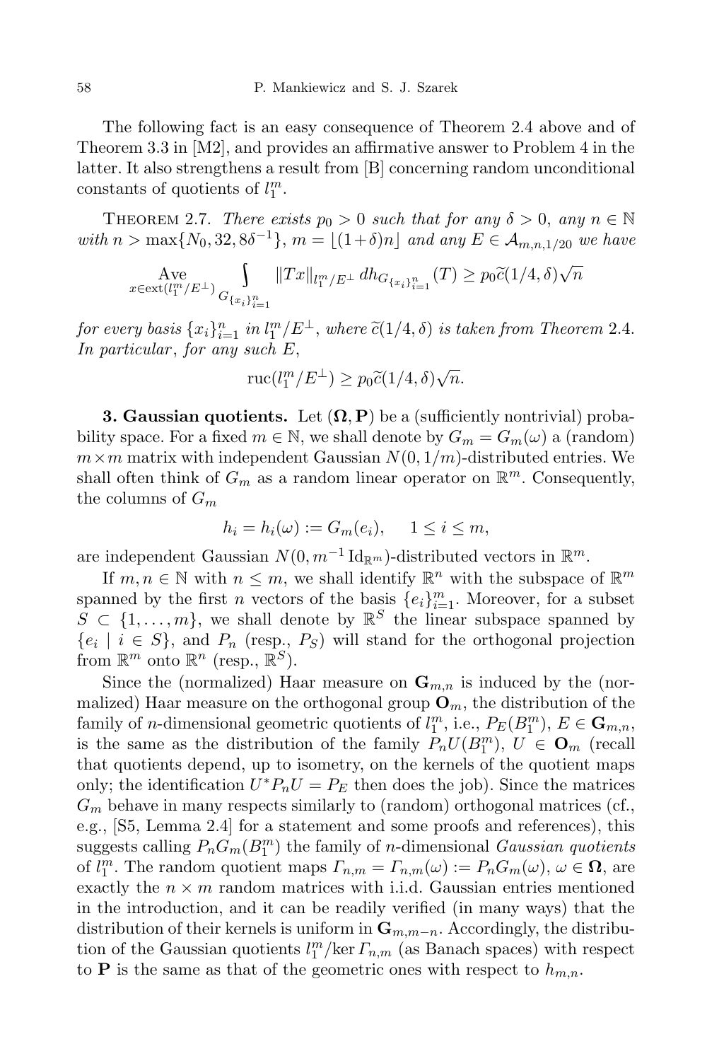The following fact is an easy consequence of Theorem 2.4 above and of Theorem 3.3 in [M2], and provides an affirmative answer to Problem 4 in the latter. It also strengthens a result from [B] concerning random unconditional constants of quotients of $l_1^m$.

THEOREM 2.7. *There exists $p_0 > 0$ such that for any $\delta > 0$, any $n \in \mathbb{N}$ with $n > \max\{N_0, 32, 8\delta^{-1}\}$, $m = \lfloor (1+\delta)n \rfloor$ and any $E \in \mathcal{A}_{m,n,1/20}$ we have*

$$\operatorname*{Ave}_{x \in \operatorname{ext}(l_1^m/E^\perp)} \int_{G_{\{x_i\}_{i=1}^n}} \|Tx\|_{l_1^m/E^\perp} \, dh_{G_{\{x_i\}_{i=1}^n}}(T) \geq p_0 \widetilde{c}(1/4,\delta)\sqrt{n}$$

*for every basis $\{x_i\}_{i=1}^n$ in $l_1^m/E^\perp$, where $\widetilde{c}(1/4,\delta)$ is taken from Theorem 2.4. In particular, for any such $E$,*

$$\operatorname{ruc}(l_1^m/E^\perp) \geq p_0 \widetilde{c}(1/4,\delta)\sqrt{n}.$$

**3. Gaussian quotients.** Let $(\mathbf{\Omega}, \mathbf{P})$ be a (sufficiently nontrivial) probability space. For a fixed $m \in \mathbb{N}$, we shall denote by $G_m = G_m(\omega)$ a (random) $m \times m$ matrix with independent Gaussian $N(0, 1/m)$-distributed entries. We shall often think of $G_m$ as a random linear operator on $\mathbb{R}^m$. Consequently, the columns of $G_m$

$$h_i = h_i(\omega) := G_m(e_i), \quad 1 \leq i \leq m,$$

are independent Gaussian $N(0, m^{-1}\operatorname{Id}_{\mathbb{R}^m})$-distributed vectors in $\mathbb{R}^m$.

If $m, n \in \mathbb{N}$ with $n \leq m$, we shall identify $\mathbb{R}^n$ with the subspace of $\mathbb{R}^m$ spanned by the first $n$ vectors of the basis $\{e_i\}_{i=1}^m$. Moreover, for a subset $S \subset \{1, \ldots, m\}$, we shall denote by $\mathbb{R}^S$ the linear subspace spanned by $\{e_i \mid i \in S\}$, and $P_n$ (resp., $P_S$) will stand for the orthogonal projection from $\mathbb{R}^m$ onto $\mathbb{R}^n$ (resp., $\mathbb{R}^S$).

Since the (normalized) Haar measure on $\mathbf{G}_{m,n}$ is induced by the (normalized) Haar measure on the orthogonal group $\mathbf{O}_m$, the distribution of the family of $n$-dimensional geometric quotients of $l_1^m$, i.e., $P_E(B_1^m)$, $E \in \mathbf{G}_{m,n}$, is the same as the distribution of the family $P_n U(B_1^m)$, $U \in \mathbf{O}_m$ (recall that quotients depend, up to isometry, on the kernels of the quotient maps only; the identification $U^* P_n U = P_E$ then does the job). Since the matrices $G_m$ behave in many respects similarly to (random) orthogonal matrices (cf., e.g., [S5, Lemma 2.4] for a statement and some proofs and references), this suggests calling $P_n G_m(B_1^m)$ the family of $n$-dimensional *Gaussian quotients* of $l_1^m$. The random quotient maps $\Gamma_{n,m} = \Gamma_{n,m}(\omega) := P_n G_m(\omega)$, $\omega \in \mathbf{\Omega}$, are exactly the $n \times m$ random matrices with i.i.d. Gaussian entries mentioned in the introduction, and it can be readily verified (in many ways) that the distribution of their kernels is uniform in $\mathbf{G}_{m,m-n}$. Accordingly, the distribution of the Gaussian quotients $l_1^m/\ker \Gamma_{n,m}$ (as Banach spaces) with respect to $\mathbf{P}$ is the same as that of the geometric ones with respect to $h_{m,n}$.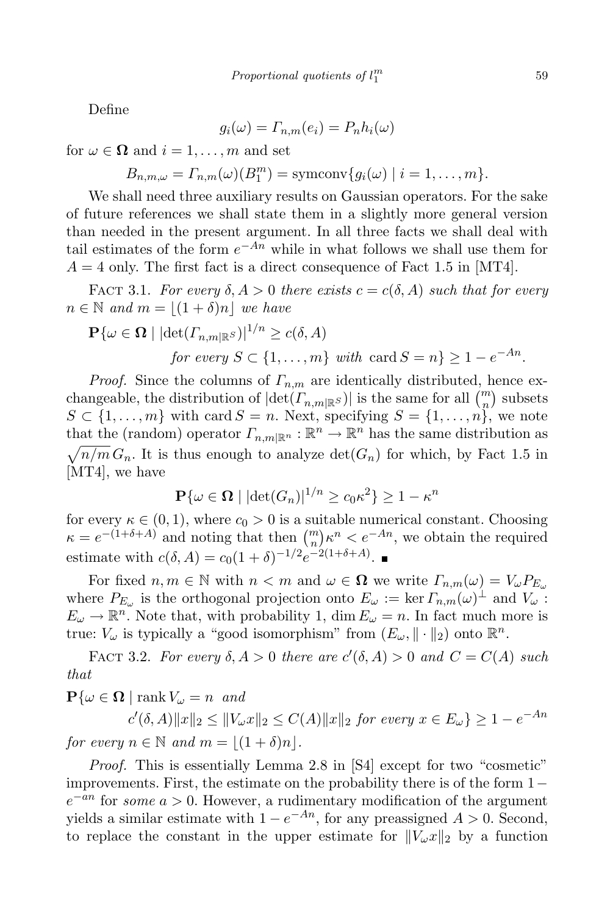Define

$$g_i(\omega) = \Gamma_{n,m}(e_i) = P_n h_i(\omega)$$

for $\omega \in \mathbf{\Omega}$ and $i = 1, \ldots, m$ and set

$$B_{n,m,\omega} = \Gamma_{n,m}(\omega)(B_1^m) = \operatorname{symconv}\{g_i(\omega) \mid i = 1, \ldots, m\}.$$

We shall need three auxiliary results on Gaussian operators. For the sake of future references we shall state them in a slightly more general version than needed in the present argument. In all three facts we shall deal with tail estimates of the form $e^{-An}$ while in what follows we shall use them for $A = 4$ only. The first fact is a direct consequence of Fact 1.5 in [MT4].

Fact 3.1. *For every $\delta, A > 0$ there exists $c = c(\delta, A)$ such that for every $n \in \mathbb{N}$ and $m = \lfloor (1+\delta)n \rfloor$ we have*

$$\mathbf{P}\{\omega \in \mathbf{\Omega} \mid |\det(\Gamma_{n,m|\mathbb{R}^S})|^{1/n} \geq c(\delta, A) \text{ for every } S \subset \{1, \ldots, m\} \text{ with } \operatorname{card} S = n\} \geq 1 - e^{-An}.$$

*Proof.* Since the columns of $\Gamma_{n,m}$ are identically distributed, hence exchangeable, the distribution of $|\det(\Gamma_{n,m|\mathbb{R}^S})|$ is the same for all $\binom{m}{n}$ subsets $S \subset \{1, \ldots, m\}$ with $\operatorname{card} S = n$. Next, specifying $S = \{1, \ldots, n\}$, we note that the (random) operator $\Gamma_{n,m|\mathbb{R}^n} : \mathbb{R}^n \to \mathbb{R}^n$ has the same distribution as $\sqrt{n/m}\, G_n$. It is thus enough to analyze $\det(G_n)$ for which, by Fact 1.5 in [MT4], we have

$$\mathbf{P}\{\omega \in \mathbf{\Omega} \mid |\det(G_n)|^{1/n} \geq c_0 \kappa^2\} \geq 1 - \kappa^n$$

for every $\kappa \in (0, 1)$, where $c_0 > 0$ is a suitable numerical constant. Choosing $\kappa = e^{-(1+\delta+A)}$ and noting that then $\binom{m}{n}\kappa^n < e^{-An}$, we obtain the required estimate with $c(\delta, A) = c_0(1+\delta)^{-1/2} e^{-2(1+\delta+A)}$. ■

For fixed $n, m \in \mathbb{N}$ with $n < m$ and $\omega \in \mathbf{\Omega}$ we write $\Gamma_{n,m}(\omega) = V_\omega P_{E_\omega}$ where $P_{E_\omega}$ is the orthogonal projection onto $E_\omega := \ker \Gamma_{n,m}(\omega)^\perp$ and $V_\omega : E_\omega \to \mathbb{R}^n$. Note that, with probability 1, $\dim E_\omega = n$. In fact much more is true: $V_\omega$ is typically a "good isomorphism" from $(E_\omega, \|\cdot\|_2)$ onto $\mathbb{R}^n$.

Fact 3.2. *For every $\delta, A > 0$ there are $c'(\delta, A) > 0$ and $C = C(A)$ such that*

$$\mathbf{P}\{\omega \in \mathbf{\Omega} \mid \operatorname{rank} V_\omega = n \text{ and } c'(\delta, A)\|x\|_2 \leq \|V_\omega x\|_2 \leq C(A)\|x\|_2 \text{ for every } x \in E_\omega\} \geq 1 - e^{-An}$$

*for every $n \in \mathbb{N}$ and $m = \lfloor (1+\delta)n \rfloor$.*

*Proof.* This is essentially Lemma 2.8 in [S4] except for two "cosmetic" improvements. First, the estimate on the probability there is of the form $1 - e^{-an}$ for *some* $a > 0$. However, a rudimentary modification of the argument yields a similar estimate with $1 - e^{-An}$, for any preassigned $A > 0$. Second, to replace the constant in the upper estimate for $\|V_\omega x\|_2$ by a function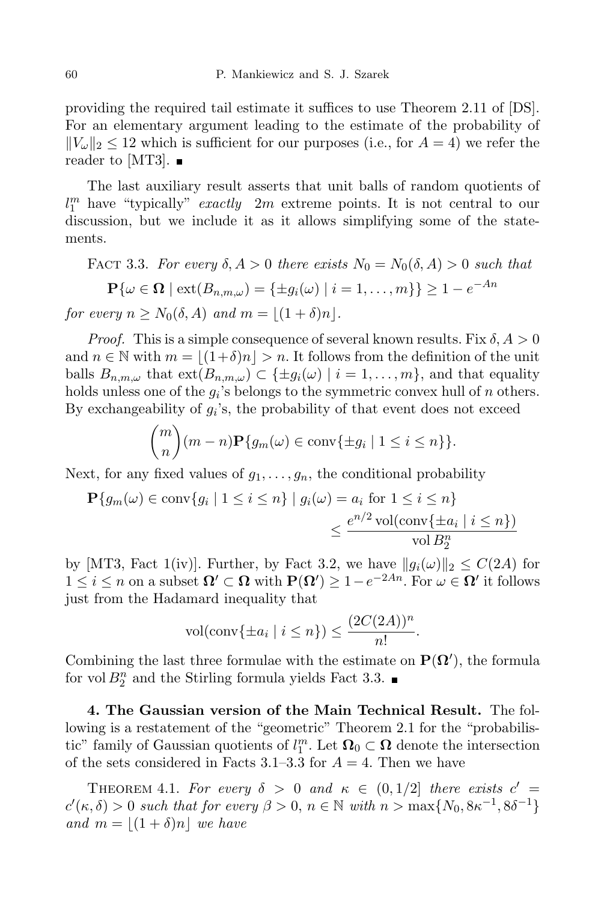providing the required tail estimate it suffices to use Theorem 2.11 of [DS]. For an elementary argument leading to the estimate of the probability of $\|V_\omega\|_2 \le 12$ which is sufficient for our purposes (i.e., for $A = 4$) we refer the reader to [MT3]. ∎

The last auxiliary result asserts that unit balls of random quotients of $l_1^m$ have "typically" *exactly* $2m$ extreme points. It is not central to our discussion, but we include it as it allows simplifying some of the statements.

Fact 3.3. *For every $\delta, A > 0$ there exists $N_0 = N_0(\delta, A) > 0$ such that*

$$\mathbf{P}\{\omega \in \mathbf{\Omega} \mid \operatorname{ext}(B_{n,m,\omega}) = \{\pm g_i(\omega) \mid i = 1, \ldots, m\}\} \ge 1 - e^{-An}$$

*for every $n \ge N_0(\delta, A)$ and $m = \lfloor (1+\delta)n \rfloor$.*

*Proof.* This is a simple consequence of several known results. Fix $\delta, A > 0$ and $n \in \mathbb{N}$ with $m = \lfloor (1+\delta)n \rfloor > n$. It follows from the definition of the unit balls $B_{n,m,\omega}$ that $\operatorname{ext}(B_{n,m,\omega}) \subset \{\pm g_i(\omega) \mid i = 1, \ldots, m\}$, and that equality holds unless one of the $g_i$'s belongs to the symmetric convex hull of $n$ others. By exchangeability of $g_i$'s, the probability of that event does not exceed

$$\binom{m}{n}(m-n)\mathbf{P}\{g_m(\omega) \in \operatorname{conv}\{\pm g_i \mid 1 \le i \le n\}\}.$$

Next, for any fixed values of $g_1, \ldots, g_n$, the conditional probability

$$\mathbf{P}\{g_m(\omega) \in \operatorname{conv}\{g_i \mid 1 \le i \le n\} \mid g_i(\omega) = a_i \text{ for } 1 \le i \le n\} \le \frac{e^{n/2}\operatorname{vol}(\operatorname{conv}\{\pm a_i \mid i \le n\})}{\operatorname{vol} B_2^n}$$

by [MT3, Fact 1(iv)]. Further, by Fact 3.2, we have $\|g_i(\omega)\|_2 \le C(2A)$ for $1 \le i \le n$ on a subset $\mathbf{\Omega}' \subset \mathbf{\Omega}$ with $\mathbf{P}(\mathbf{\Omega}') \ge 1 - e^{-2An}$. For $\omega \in \mathbf{\Omega}'$ it follows just from the Hadamard inequality that

$$\operatorname{vol}(\operatorname{conv}\{\pm a_i \mid i \le n\}) \le \frac{(2C(2A))^n}{n!}.$$

Combining the last three formulae with the estimate on $\mathbf{P}(\mathbf{\Omega}')$, the formula for $\operatorname{vol} B_2^n$ and the Stirling formula yields Fact 3.3. ∎

**4. The Gaussian version of the Main Technical Result.** The following is a restatement of the "geometric" Theorem 2.1 for the "probabilistic" family of Gaussian quotients of $l_1^m$. Let $\mathbf{\Omega}_0 \subset \mathbf{\Omega}$ denote the intersection of the sets considered in Facts 3.1–3.3 for $A = 4$. Then we have

Theorem 4.1. *For every $\delta > 0$ and $\kappa \in (0, 1/2]$ there exists $c' = c'(\kappa, \delta) > 0$ such that for every $\beta > 0$, $n \in \mathbb{N}$ with $n > \max\{N_0, 8\kappa^{-1}, 8\delta^{-1}\}$ and $m = \lfloor (1+\delta)n \rfloor$ we have*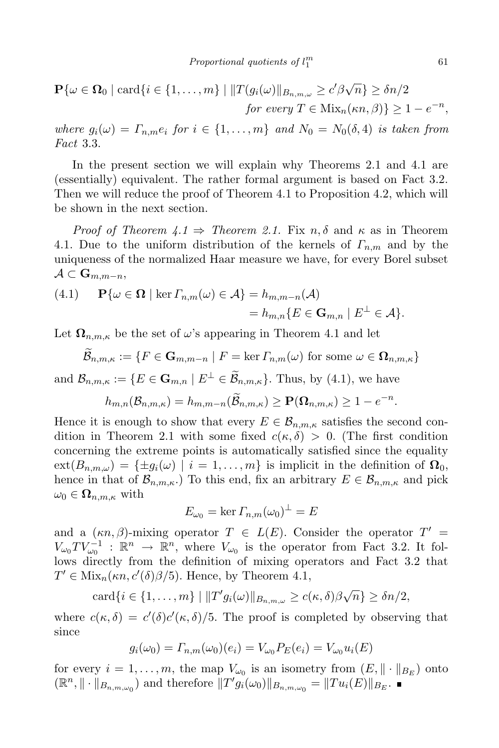$$\mathbf{P}\{\omega \in \mathbf{\Omega}_0 \mid \operatorname{card}\{i \in \{1,\ldots,m\} \mid \|T(g_i(\omega)\|_{B_{n,m,\omega}} \geq c'\beta\sqrt{n}\} \geq \delta n/2$$
$$\textit{for every } T \in \operatorname{Mix}_n(\kappa n, \beta)\} \geq 1 - e^{-n},$$

*where* $g_i(\omega) = \Gamma_{n,m} e_i$ *for* $i \in \{1,\ldots,m\}$ *and* $N_0 = N_0(\delta, 4)$ *is taken from Fact* 3.3.

In the present section we will explain why Theorems 2.1 and 4.1 are (essentially) equivalent. The rather formal argument is based on Fact 3.2. Then we will reduce the proof of Theorem 4.1 to Proposition 4.2, which will be shown in the next section.

*Proof of Theorem 4.1 ⇒ Theorem 2.1.* Fix $n, \delta$ and $\kappa$ as in Theorem 4.1. Due to the uniform distribution of the kernels of $\Gamma_{n,m}$ and by the uniqueness of the normalized Haar measure we have, for every Borel subset $\mathcal{A} \subset \mathbf{G}_{m,m-n}$,

$$\mathbf{P}\{\omega \in \mathbf{\Omega} \mid \ker \Gamma_{n,m}(\omega) \in \mathcal{A}\} = h_{m,m-n}(\mathcal{A}) = h_{m,n}\{E \in \mathbf{G}_{m,n} \mid E^{\perp} \in \mathcal{A}\}. \tag{4.1}$$

Let $\mathbf{\Omega}_{n,m,\kappa}$ be the set of $\omega$'s appearing in Theorem 4.1 and let

$$\widetilde{\mathcal{B}}_{n,m,\kappa} := \{F \in \mathbf{G}_{m,m-n} \mid F = \ker \Gamma_{n,m}(\omega) \text{ for some } \omega \in \mathbf{\Omega}_{n,m,\kappa}\}$$

and $\mathcal{B}_{n,m,\kappa} := \{E \in \mathbf{G}_{m,n} \mid E^{\perp} \in \widetilde{\mathcal{B}}_{n,m,\kappa}\}$. Thus, by (4.1), we have

$$h_{m,n}(\mathcal{B}_{n,m,\kappa}) = h_{m,m-n}(\widetilde{\mathcal{B}}_{n,m,\kappa}) \geq \mathbf{P}(\mathbf{\Omega}_{n,m,\kappa}) \geq 1 - e^{-n}.$$

Hence it is enough to show that every $E \in \mathcal{B}_{n,m,\kappa}$ satisfies the second condition in Theorem 2.1 with some fixed $c(\kappa, \delta) > 0$. (The first condition concerning the extreme points is automatically satisfied since the equality $\operatorname{ext}(B_{n,m,\omega}) = \{\pm g_i(\omega) \mid i = 1,\ldots,m\}$ is implicit in the definition of $\mathbf{\Omega}_0$, hence in that of $\mathcal{B}_{n,m,\kappa}$.) To this end, fix an arbitrary $E \in \mathcal{B}_{n,m,\kappa}$ and pick $\omega_0 \in \mathbf{\Omega}_{n,m,\kappa}$ with

$$E_{\omega_0} = \ker \Gamma_{n,m}(\omega_0)^{\perp} = E$$

and a $(\kappa n, \beta)$-mixing operator $T \in L(E)$. Consider the operator $T' = V_{\omega_0} T V_{\omega_0}^{-1} : \mathbb{R}^n \to \mathbb{R}^n$, where $V_{\omega_0}$ is the operator from Fact 3.2. It follows directly from the definition of mixing operators and Fact 3.2 that $T' \in \operatorname{Mix}_n(\kappa n, c'(\delta)\beta/5)$. Hence, by Theorem 4.1,

$$\operatorname{card}\{i \in \{1,\ldots,m\} \mid \|T' g_i(\omega)\|_{B_{n,m,\omega}} \geq c(\kappa,\delta)\beta\sqrt{n}\} \geq \delta n/2,$$

where $c(\kappa, \delta) = c'(\delta)c'(\kappa, \delta)/5$. The proof is completed by observing that since

$$g_i(\omega_0) = \Gamma_{n,m}(\omega_0)(e_i) = V_{\omega_0} P_E(e_i) = V_{\omega_0} u_i(E)$$

for every $i = 1,\ldots,m$, the map $V_{\omega_0}$ is an isometry from $(E, \|\cdot\|_{B_E})$ onto $(\mathbb{R}^n, \|\cdot\|_{B_{n,m,\omega_0}})$ and therefore $\|T' g_i(\omega_0)\|_{B_{n,m,\omega_0}} = \|T u_i(E)\|_{B_E}$. ∎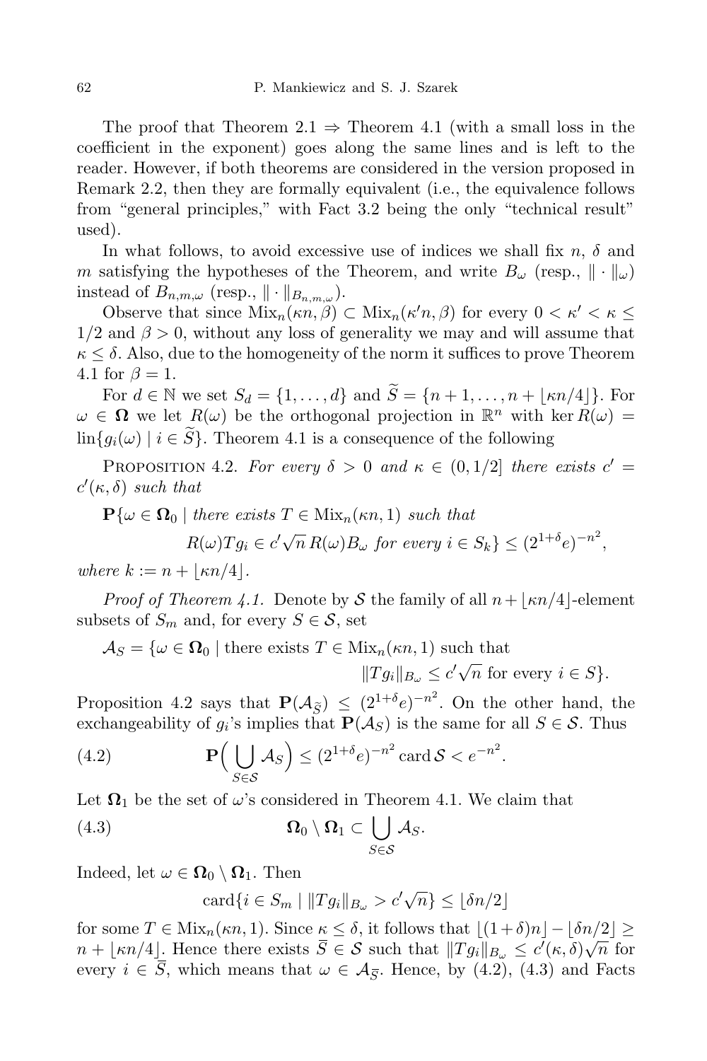The proof that Theorem 2.1 $\Rightarrow$ Theorem 4.1 (with a small loss in the coefficient in the exponent) goes along the same lines and is left to the reader. However, if both theorems are considered in the version proposed in Remark 2.2, then they are formally equivalent (i.e., the equivalence follows from "general principles," with Fact 3.2 being the only "technical result" used).

In what follows, to avoid excessive use of indices we shall fix $n$, $\delta$ and $m$ satisfying the hypotheses of the Theorem, and write $B_\omega$ (resp., $\|\cdot\|_\omega$) instead of $B_{n,m,\omega}$ (resp., $\|\cdot\|_{B_{n,m,\omega}}$).

Observe that since $\mathrm{Mix}_n(\kappa n,\beta)\subset \mathrm{Mix}_n(\kappa' n,\beta)$ for every $0<\kappa'<\kappa\le 1/2$ and $\beta>0$, without any loss of generality we may and will assume that $\kappa\le\delta$. Also, due to the homogeneity of the norm it suffices to prove Theorem 4.1 for $\beta=1$.

For $d\in\mathbb{N}$ we set $S_d=\{1,\ldots,d\}$ and $\widetilde{S}=\{n+1,\ldots,n+\lfloor\kappa n/4\rfloor\}$. For $\omega\in\mathbf{\Omega}$ we let $R(\omega)$ be the orthogonal projection in $\mathbb{R}^n$ with $\ker R(\omega)=\mathrm{lin}\{g_i(\omega)\mid i\in\widetilde{S}\}$. Theorem 4.1 is a consequence of the following

Proposition 4.2. *For every $\delta>0$ and $\kappa\in(0,1/2]$ there exists $c'=c'(\kappa,\delta)$ such that*

$$\mathbf{P}\{\omega\in\mathbf{\Omega}_0 \mid \text{there exists } T\in \mathrm{Mix}_n(\kappa n,1) \text{ such that } R(\omega)Tg_i\in c'\sqrt{n}\,R(\omega)B_\omega \text{ for every } i\in S_k\}\le(2^{1+\delta}e)^{-n^2},$$

*where $k:=n+\lfloor\kappa n/4\rfloor$.*

*Proof of Theorem 4.1.* Denote by $\mathcal{S}$ the family of all $n+\lfloor\kappa n/4\rfloor$-element subsets of $S_m$ and, for every $S\in\mathcal{S}$, set

$$\mathcal{A}_S=\{\omega\in\mathbf{\Omega}_0\mid \text{there exists } T\in\mathrm{Mix}_n(\kappa n,1) \text{ such that } \|Tg_i\|_{B_\omega}\le c'\sqrt{n} \text{ for every } i\in S\}.$$

Proposition 4.2 says that $\mathbf{P}(\mathcal{A}_{\widetilde{S}})\le(2^{1+\delta}e)^{-n^2}$. On the other hand, the exchangeability of $g_i$'s implies that $\mathbf{P}(\mathcal{A}_S)$ is the same for all $S\in\mathcal{S}$. Thus

$$\mathbf{P}\Big(\bigcup_{S\in\mathcal{S}}\mathcal{A}_S\Big)\le(2^{1+\delta}e)^{-n^2}\,\mathrm{card}\,\mathcal{S}<e^{-n^2}. \tag{4.2}$$

Let $\mathbf{\Omega}_1$ be the set of $\omega$'s considered in Theorem 4.1. We claim that

$$\mathbf{\Omega}_0\setminus\mathbf{\Omega}_1\subset\bigcup_{S\in\mathcal{S}}\mathcal{A}_S. \tag{4.3}$$

Indeed, let $\omega\in\mathbf{\Omega}_0\setminus\mathbf{\Omega}_1$. Then

$$\mathrm{card}\{i\in S_m\mid \|Tg_i\|_{B_\omega}>c'\sqrt{n}\}\le\lfloor\delta n/2\rfloor$$

for some $T\in\mathrm{Mix}_n(\kappa n,1)$. Since $\kappa\le\delta$, it follows that $\lfloor(1+\delta)n\rfloor-\lfloor\delta n/2\rfloor\ge n+\lfloor\kappa n/4\rfloor$. Hence there exists $\overline{S}\in\mathcal{S}$ such that $\|Tg_i\|_{B_\omega}\le c'(\kappa,\delta)\sqrt{n}$ for every $i\in\overline{S}$, which means that $\omega\in\mathcal{A}_{\overline{S}}$. Hence, by (4.2), (4.3) and Facts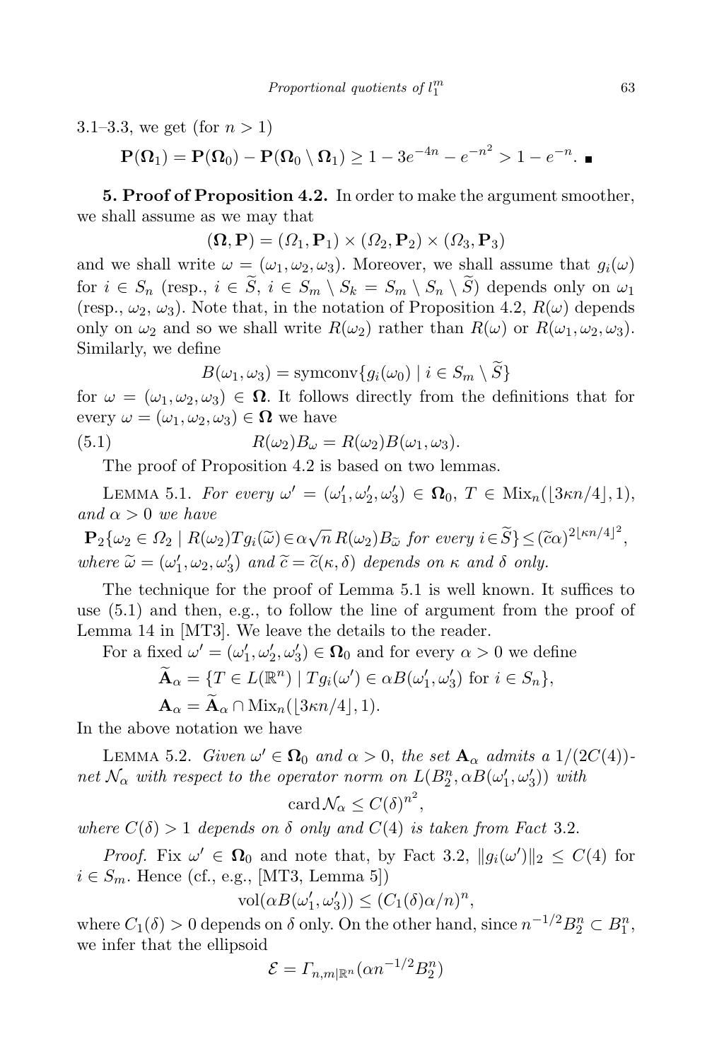3.1–3.3, we get (for $n > 1$)

$$\mathbf{P}(\mathbf{\Omega}_1) = \mathbf{P}(\mathbf{\Omega}_0) - \mathbf{P}(\mathbf{\Omega}_0 \setminus \mathbf{\Omega}_1) \geq 1 - 3e^{-4n} - e^{-n^2} > 1 - e^{-n}. \ \blacksquare$$

**5. Proof of Proposition 4.2.** In order to make the argument smoother, we shall assume as we may that

$$(\mathbf{\Omega}, \mathbf{P}) = (\Omega_1, \mathbf{P}_1) \times (\Omega_2, \mathbf{P}_2) \times (\Omega_3, \mathbf{P}_3)$$

and we shall write $\omega = (\omega_1, \omega_2, \omega_3)$. Moreover, we shall assume that $g_i(\omega)$ for $i \in S_n$ (resp., $i \in \widetilde{S}$, $i \in S_m \setminus S_k = S_m \setminus S_n \setminus \widetilde{S}$) depends only on $\omega_1$ (resp., $\omega_2$, $\omega_3$). Note that, in the notation of Proposition 4.2, $R(\omega)$ depends only on $\omega_2$ and so we shall write $R(\omega_2)$ rather than $R(\omega)$ or $R(\omega_1, \omega_2, \omega_3)$. Similarly, we define

$$B(\omega_1, \omega_3) = \operatorname{symconv}\{g_i(\omega_0) \mid i \in S_m \setminus \widetilde{S}\}$$

for $\omega = (\omega_1, \omega_2, \omega_3) \in \mathbf{\Omega}$. It follows directly from the definitions that for every $\omega = (\omega_1, \omega_2, \omega_3) \in \mathbf{\Omega}$ we have

$$R(\omega_2)B_\omega = R(\omega_2)B(\omega_1, \omega_3). \tag{5.1}$$

The proof of Proposition 4.2 is based on two lemmas.

Lemma 5.1. *For every $\omega' = (\omega_1', \omega_2', \omega_3') \in \mathbf{\Omega}_0$, $T \in \operatorname{Mix}_n(\lfloor 3\kappa n/4 \rfloor, 1)$, and $\alpha > 0$ we have*

$$\mathbf{P}_2\{\omega_2 \in \Omega_2 \mid R(\omega_2)Tg_i(\widetilde{\omega}) \in \alpha\sqrt{n}\, R(\omega_2)B_{\widetilde{\omega}} \text{ for every } i \in \widetilde{S}\} \leq (\widetilde{c}\alpha)^{2\lfloor \kappa n/4 \rfloor^2},$$

*where $\widetilde{\omega} = (\omega_1', \omega_2, \omega_3')$ and $\widetilde{c} = \widetilde{c}(\kappa, \delta)$ depends on $\kappa$ and $\delta$ only.*

The technique for the proof of Lemma 5.1 is well known. It suffices to use (5.1) and then, e.g., to follow the line of argument from the proof of Lemma 14 in [MT3]. We leave the details to the reader.

For a fixed $\omega' = (\omega_1', \omega_2', \omega_3') \in \mathbf{\Omega}_0$ and for every $\alpha > 0$ we define

$$\widetilde{\mathbf{A}}_\alpha = \{T \in L(\mathbb{R}^n) \mid Tg_i(\omega') \in \alpha B(\omega_1', \omega_3') \text{ for } i \in S_n\},$$

$$\mathbf{A}_\alpha = \widetilde{\mathbf{A}}_\alpha \cap \operatorname{Mix}_n(\lfloor 3\kappa n/4 \rfloor, 1).$$

In the above notation we have

Lemma 5.2. *Given $\omega' \in \mathbf{\Omega}_0$ and $\alpha > 0$, the set $\mathbf{A}_\alpha$ admits a $1/(2C(4))$-net $\mathcal{N}_\alpha$ with respect to the operator norm on $L(B_2^n, \alpha B(\omega_1', \omega_3'))$ with*

$$\operatorname{card} \mathcal{N}_\alpha \leq C(\delta)^{n^2},$$

*where $C(\delta) > 1$ depends on $\delta$ only and $C(4)$ is taken from Fact 3.2.*

*Proof.* Fix $\omega' \in \mathbf{\Omega}_0$ and note that, by Fact 3.2, $\|g_i(\omega')\|_2 \leq C(4)$ for $i \in S_m$. Hence (cf., e.g., [MT3, Lemma 5])

$$\operatorname{vol}(\alpha B(\omega_1', \omega_3')) \leq (C_1(\delta)\alpha/n)^n,$$

where $C_1(\delta) > 0$ depends on $\delta$ only. On the other hand, since $n^{-1/2}B_2^n \subset B_1^n$, we infer that the ellipsoid

$$\mathcal{E} = \Gamma_{n,m|\mathbb{R}^n}(\alpha n^{-1/2} B_2^n)$$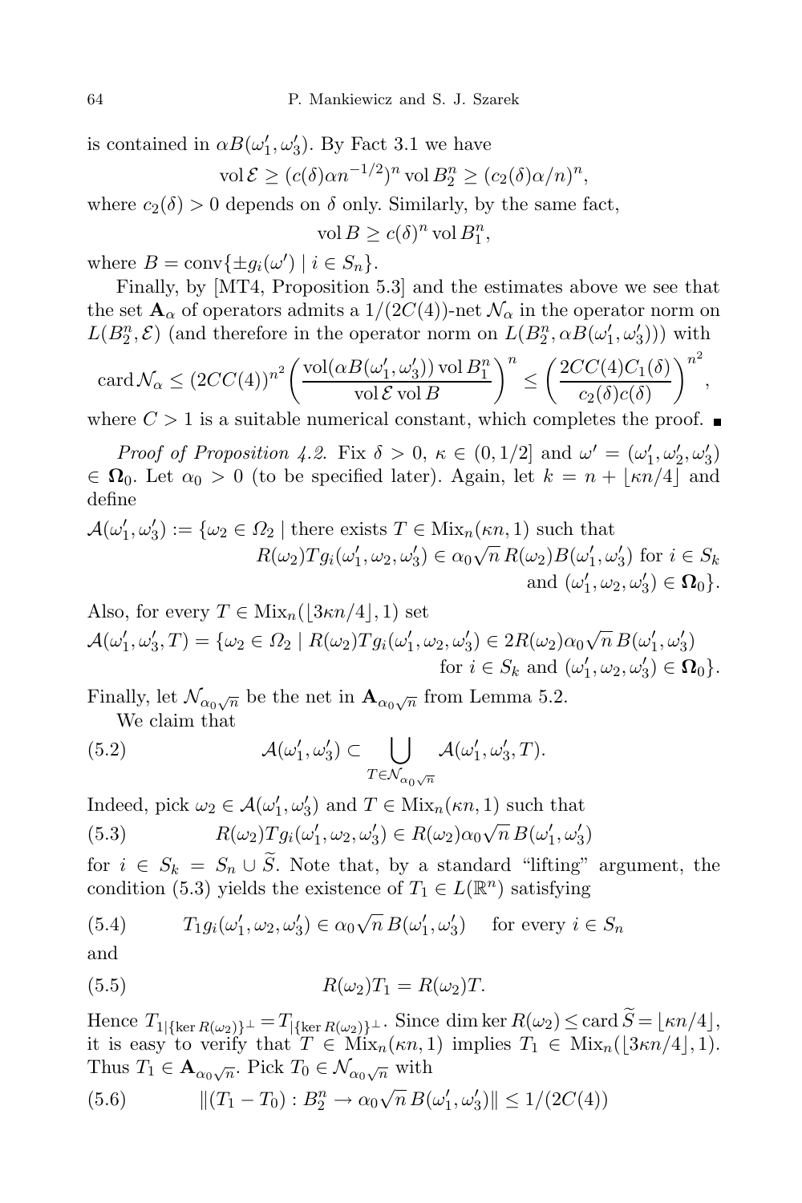is contained in $\alpha B(\omega_1', \omega_3')$. By Fact 3.1 we have

$$\operatorname{vol} \mathcal{E} \geq (c(\delta)\alpha n^{-1/2})^n \operatorname{vol} B_2^n \geq (c_2(\delta)\alpha/n)^n,$$

where $c_2(\delta) > 0$ depends on $\delta$ only. Similarly, by the same fact,

$$\operatorname{vol} B \geq c(\delta)^n \operatorname{vol} B_1^n,$$

where $B = \operatorname{conv}\{\pm g_i(\omega') \mid i \in S_n\}$.

Finally, by [MT4, Proposition 5.3] and the estimates above we see that the set $\mathbf{A}_\alpha$ of operators admits a $1/(2C(4))$-net $\mathcal{N}_\alpha$ in the operator norm on $L(B_2^n, \mathcal{E})$ (and therefore in the operator norm on $L(B_2^n, \alpha B(\omega_1', \omega_3'))$) with

$$\operatorname{card} \mathcal{N}_\alpha \leq (2CC(4))^{n^2} \left( \frac{\operatorname{vol}(\alpha B(\omega_1', \omega_3')) \operatorname{vol} B_1^n}{\operatorname{vol} \mathcal{E} \operatorname{vol} B} \right)^n \leq \left( \frac{2CC(4)C_1(\delta)}{c_2(\delta)c(\delta)} \right)^{n^2},$$

where $C > 1$ is a suitable numerical constant, which completes the proof. ∎

*Proof of Proposition 4.2.* Fix $\delta > 0$, $\kappa \in (0, 1/2]$ and $\omega' = (\omega_1', \omega_2', \omega_3') \in \mathbf{\Omega}_0$. Let $\alpha_0 > 0$ (to be specified later). Again, let $k = n + \lfloor \kappa n/4 \rfloor$ and define

$$\begin{aligned}\mathcal{A}(\omega_1', \omega_3') := \{\omega_2 \in \Omega_2 \mid{}& \text{there exists } T \in \operatorname{Mix}_n(\kappa n, 1) \text{ such that} \\ & R(\omega_2)Tg_i(\omega_1', \omega_2, \omega_3') \in \alpha_0\sqrt{n}\, R(\omega_2)B(\omega_1', \omega_3') \text{ for } i \in S_k \\ & \text{and } (\omega_1', \omega_2, \omega_3') \in \mathbf{\Omega}_0\}.\end{aligned}$$

Also, for every $T \in \operatorname{Mix}_n(\lfloor 3\kappa n/4 \rfloor, 1)$ set

$$\begin{aligned}\mathcal{A}(\omega_1', \omega_3', T) = \{\omega_2 \in \Omega_2 \mid{}& R(\omega_2)Tg_i(\omega_1', \omega_2, \omega_3') \in 2R(\omega_2)\alpha_0\sqrt{n}\, B(\omega_1', \omega_3') \\ & \text{for } i \in S_k \text{ and } (\omega_1', \omega_2, \omega_3') \in \mathbf{\Omega}_0\}.\end{aligned}$$

Finally, let $\mathcal{N}_{\alpha_0\sqrt{n}}$ be the net in $\mathbf{A}_{\alpha_0\sqrt{n}}$ from Lemma 5.2.

We claim that

$$\mathcal{A}(\omega_1', \omega_3') \subset \bigcup_{T \in \mathcal{N}_{\alpha_0\sqrt{n}}} \mathcal{A}(\omega_1', \omega_3', T). \tag{5.2}$$

Indeed, pick $\omega_2 \in \mathcal{A}(\omega_1', \omega_3')$ and $T \in \operatorname{Mix}_n(\kappa n, 1)$ such that

$$R(\omega_2)Tg_i(\omega_1', \omega_2, \omega_3') \in R(\omega_2)\alpha_0\sqrt{n}\, B(\omega_1', \omega_3') \tag{5.3}$$

for $i \in S_k = S_n \cup \widetilde{S}$. Note that, by a standard "lifting" argument, the condition (5.3) yields the existence of $T_1 \in L(\mathbb{R}^n)$ satisfying

$$T_1 g_i(\omega_1', \omega_2, \omega_3') \in \alpha_0\sqrt{n}\, B(\omega_1', \omega_3') \quad \text{for every } i \in S_n \tag{5.4}$$

and

$$R(\omega_2)T_1 = R(\omega_2)T. \tag{5.5}$$

Hence $T_{1|\{\ker R(\omega_2)\}^\perp} = T_{|\{\ker R(\omega_2)\}^\perp}$. Since $\dim \ker R(\omega_2) \leq \operatorname{card} \widetilde{S} = \lfloor \kappa n/4 \rfloor$, it is easy to verify that $T \in \operatorname{Mix}_n(\kappa n, 1)$ implies $T_1 \in \operatorname{Mix}_n(\lfloor 3\kappa n/4 \rfloor, 1)$. Thus $T_1 \in \mathbf{A}_{\alpha_0\sqrt{n}}$. Pick $T_0 \in \mathcal{N}_{\alpha_0\sqrt{n}}$ with

$$\|(T_1 - T_0) : B_2^n \to \alpha_0\sqrt{n}\, B(\omega_1', \omega_3')\| \leq 1/(2C(4)) \tag{5.6}$$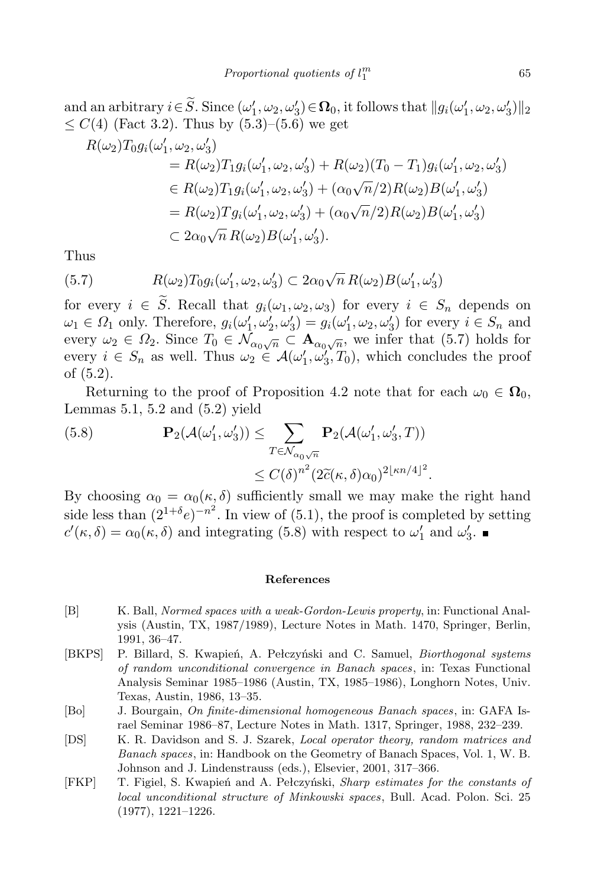and an arbitrary $i \in \widetilde{S}$. Since $(\omega_1', \omega_2, \omega_3') \in \mathbf{\Omega}_0$, it follows that $\|g_i(\omega_1', \omega_2, \omega_3')\|_2 \le C(4)$ (Fact 3.2). Thus by (5.3)–(5.6) we get

$$
\begin{aligned}
R(\omega_2)&T_0 g_i(\omega_1', \omega_2, \omega_3') \\
&= R(\omega_2)T_1 g_i(\omega_1', \omega_2, \omega_3') + R(\omega_2)(T_0 - T_1) g_i(\omega_1', \omega_2, \omega_3') \\
&\in R(\omega_2)T_1 g_i(\omega_1', \omega_2, \omega_3') + (\alpha_0\sqrt{n}/2) R(\omega_2) B(\omega_1', \omega_3') \\
&= R(\omega_2)T g_i(\omega_1', \omega_2, \omega_3') + (\alpha_0\sqrt{n}/2) R(\omega_2) B(\omega_1', \omega_3') \\
&\subset 2\alpha_0\sqrt{n}\, R(\omega_2) B(\omega_1', \omega_3').
\end{aligned}
$$

Thus

$$
R(\omega_2)T_0 g_i(\omega_1', \omega_2, \omega_3') \subset 2\alpha_0\sqrt{n}\, R(\omega_2) B(\omega_1', \omega_3') \tag{5.7}
$$

for every $i \in \widetilde{S}$. Recall that $g_i(\omega_1, \omega_2, \omega_3)$ for every $i \in S_n$ depends on $\omega_1 \in \Omega_1$ only. Therefore, $g_i(\omega_1', \omega_2', \omega_3') = g_i(\omega_1', \omega_2, \omega_3')$ for every $i \in S_n$ and every $\omega_2 \in \Omega_2$. Since $T_0 \in \mathcal{N}_{\alpha_0\sqrt{n}} \subset \mathbf{A}_{\alpha_0\sqrt{n}}$, we infer that (5.7) holds for every $i \in S_n$ as well. Thus $\omega_2 \in \mathcal{A}(\omega_1', \omega_3', T_0)$, which concludes the proof of (5.2).

Returning to the proof of Proposition 4.2 note that for each $\omega_0 \in \mathbf{\Omega}_0$, Lemmas 5.1, 5.2 and (5.2) yield

$$
\begin{aligned}
\mathbf{P}_2(\mathcal{A}(\omega_1', \omega_3')) &\le \sum_{T \in \mathcal{N}_{\alpha_0\sqrt{n}}} \mathbf{P}_2(\mathcal{A}(\omega_1', \omega_3', T)) \\
&\le C(\delta)^{n^2} (2\widetilde{c}(\kappa, \delta)\alpha_0)^{2\lfloor \kappa n/4 \rfloor^2}.
\end{aligned} \tag{5.8}
$$

By choosing $\alpha_0 = \alpha_0(\kappa, \delta)$ sufficiently small we may make the right hand side less than $(2^{1+\delta}e)^{-n^2}$. In view of (5.1), the proof is completed by setting $c'(\kappa, \delta) = \alpha_0(\kappa, \delta)$ and integrating (5.8) with respect to $\omega_1'$ and $\omega_3'$. ∎

## References

[B] K. Ball, *Normed spaces with a weak-Gordon-Lewis property*, in: Functional Analysis (Austin, TX, 1987/1989), Lecture Notes in Math. 1470, Springer, Berlin, 1991, 36–47.

[BKPS] P. Billard, S. Kwapień, A. Pełczyński and C. Samuel, *Biorthogonal systems of random unconditional convergence in Banach spaces*, in: Texas Functional Analysis Seminar 1985–1986 (Austin, TX, 1985–1986), Longhorn Notes, Univ. Texas, Austin, 1986, 13–35.

[Bo] J. Bourgain, *On finite-dimensional homogeneous Banach spaces*, in: GAFA Israel Seminar 1986–87, Lecture Notes in Math. 1317, Springer, 1988, 232–239.

[DS] K. R. Davidson and S. J. Szarek, *Local operator theory, random matrices and Banach spaces*, in: Handbook on the Geometry of Banach Spaces, Vol. 1, W. B. Johnson and J. Lindenstrauss (eds.), Elsevier, 2001, 317–366.

[FKP] T. Figiel, S. Kwapień and A. Pełczyński, *Sharp estimates for the constants of local unconditional structure of Minkowski spaces*, Bull. Acad. Polon. Sci. 25 (1977), 1221–1226.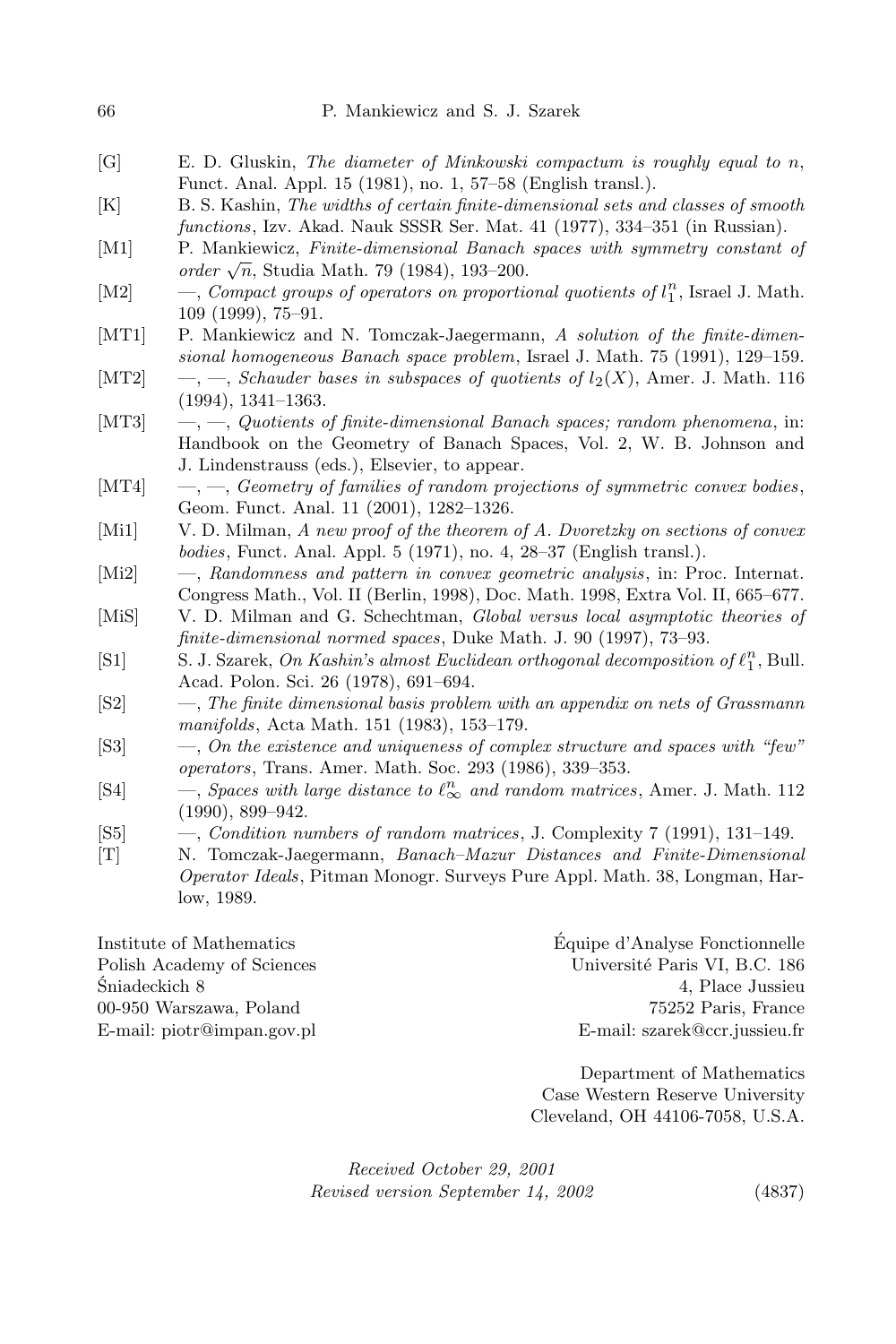[G] E. D. Gluskin, *The diameter of Minkowski compactum is roughly equal to n*, Funct. Anal. Appl. 15 (1981), no. 1, 57–58 (English transl.).

[K] B. S. Kashin, *The widths of certain finite-dimensional sets and classes of smooth functions*, Izv. Akad. Nauk SSSR Ser. Mat. 41 (1977), 334–351 (in Russian).

[M1] P. Mankiewicz, *Finite-dimensional Banach spaces with symmetry constant of order* $\sqrt{n}$, Studia Math. 79 (1984), 193–200.

[M2] —, *Compact groups of operators on proportional quotients of* $l_1^n$, Israel J. Math. 109 (1999), 75–91.

[MT1] P. Mankiewicz and N. Tomczak-Jaegermann, *A solution of the finite-dimensional homogeneous Banach space problem*, Israel J. Math. 75 (1991), 129–159.

[MT2] —, —, *Schauder bases in subspaces of quotients of* $l_2(X)$, Amer. J. Math. 116 (1994), 1341–1363.

[MT3] —, —, *Quotients of finite-dimensional Banach spaces; random phenomena*, in: Handbook on the Geometry of Banach Spaces, Vol. 2, W. B. Johnson and J. Lindenstrauss (eds.), Elsevier, to appear.

[MT4] —, —, *Geometry of families of random projections of symmetric convex bodies*, Geom. Funct. Anal. 11 (2001), 1282–1326.

[Mi1] V. D. Milman, *A new proof of the theorem of A. Dvoretzky on sections of convex bodies*, Funct. Anal. Appl. 5 (1971), no. 4, 28–37 (English transl.).

[Mi2] —, *Randomness and pattern in convex geometric analysis*, in: Proc. Internat. Congress Math., Vol. II (Berlin, 1998), Doc. Math. 1998, Extra Vol. II, 665–677.

[MiS] V. D. Milman and G. Schechtman, *Global versus local asymptotic theories of finite-dimensional normed spaces*, Duke Math. J. 90 (1997), 73–93.

[S1] S. J. Szarek, *On Kashin's almost Euclidean orthogonal decomposition of* $\ell_1^n$, Bull. Acad. Polon. Sci. 26 (1978), 691–694.

[S2] —, *The finite dimensional basis problem with an appendix on nets of Grassmann manifolds*, Acta Math. 151 (1983), 153–179.

[S3] —, *On the existence and uniqueness of complex structure and spaces with "few" operators*, Trans. Amer. Math. Soc. 293 (1986), 339–353.

[S4] —, *Spaces with large distance to* $\ell_\infty^n$ *and random matrices*, Amer. J. Math. 112 (1990), 899–942.

[S5] —, *Condition numbers of random matrices*, J. Complexity 7 (1991), 131–149.

[T] N. Tomczak-Jaegermann, *Banach–Mazur Distances and Finite-Dimensional Operator Ideals*, Pitman Monogr. Surveys Pure Appl. Math. 38, Longman, Harlow, 1989.

Institute of Mathematics
Polish Academy of Sciences
Śniadeckich 8
00-950 Warszawa, Poland
E-mail: piotr@impan.gov.pl

Équipe d'Analyse Fonctionnelle
Université Paris VI, B.C. 186
4, Place Jussieu
75252 Paris, France
E-mail: szarek@ccr.jussieu.fr

Department of Mathematics
Case Western Reserve University
Cleveland, OH 44106-7058, U.S.A.

*Received October 29, 2001*
*Revised version September 14, 2002* (4837)